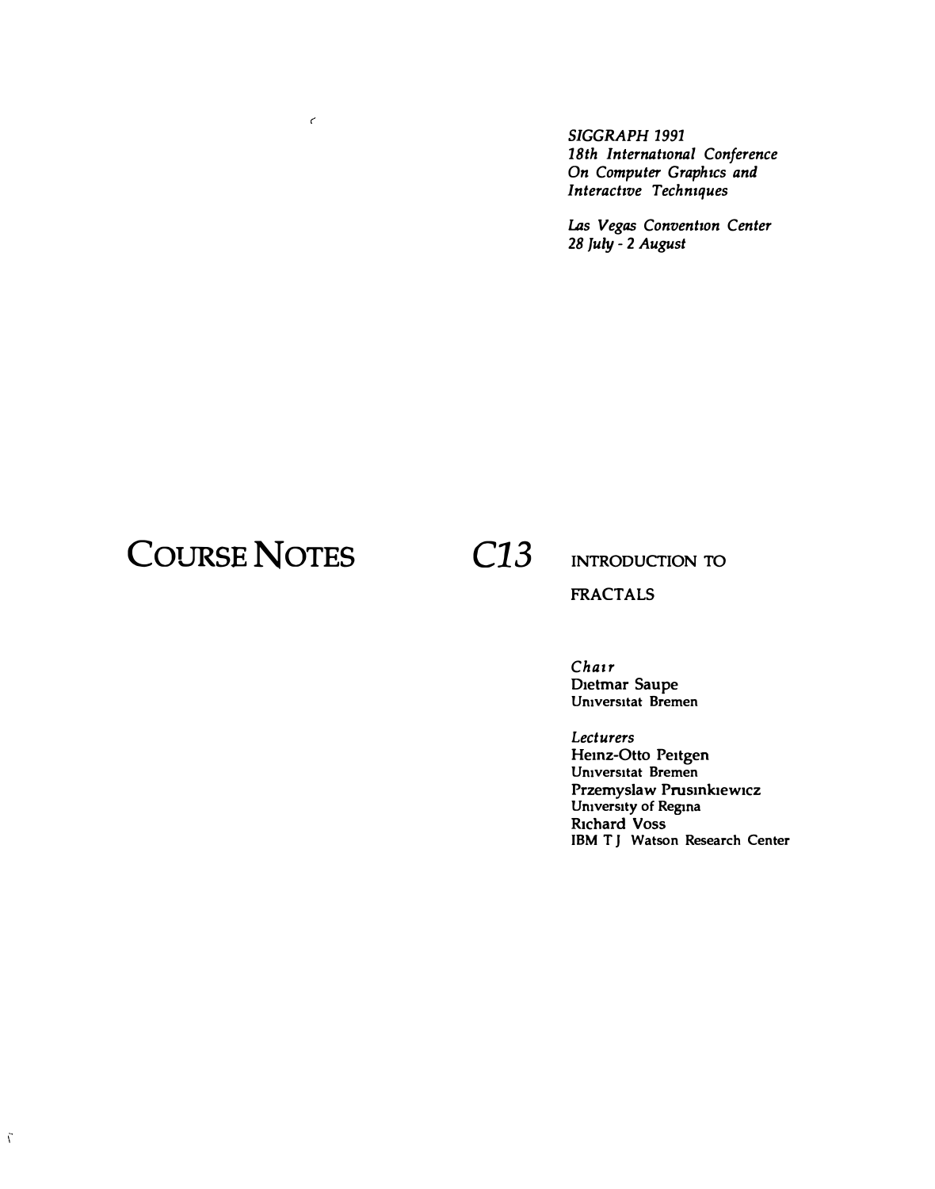*SIGGRAPH 1991*
*18th International Conference*
*On Computer Graphics and*
*Interactive Techniques*

*Las Vegas Convention Center*
*28 July - 2 August*

# COURSE NOTES

# C13

## INTRODUCTION TO FRACTALS

*Chair*
Dietmar Saupe
Universitat Bremen

*Lecturers*
Heinz-Otto Peitgen
Universitat Bremen
Przemyslaw Prusinkiewicz
University of Regina
Richard Voss
IBM T J Watson Research Center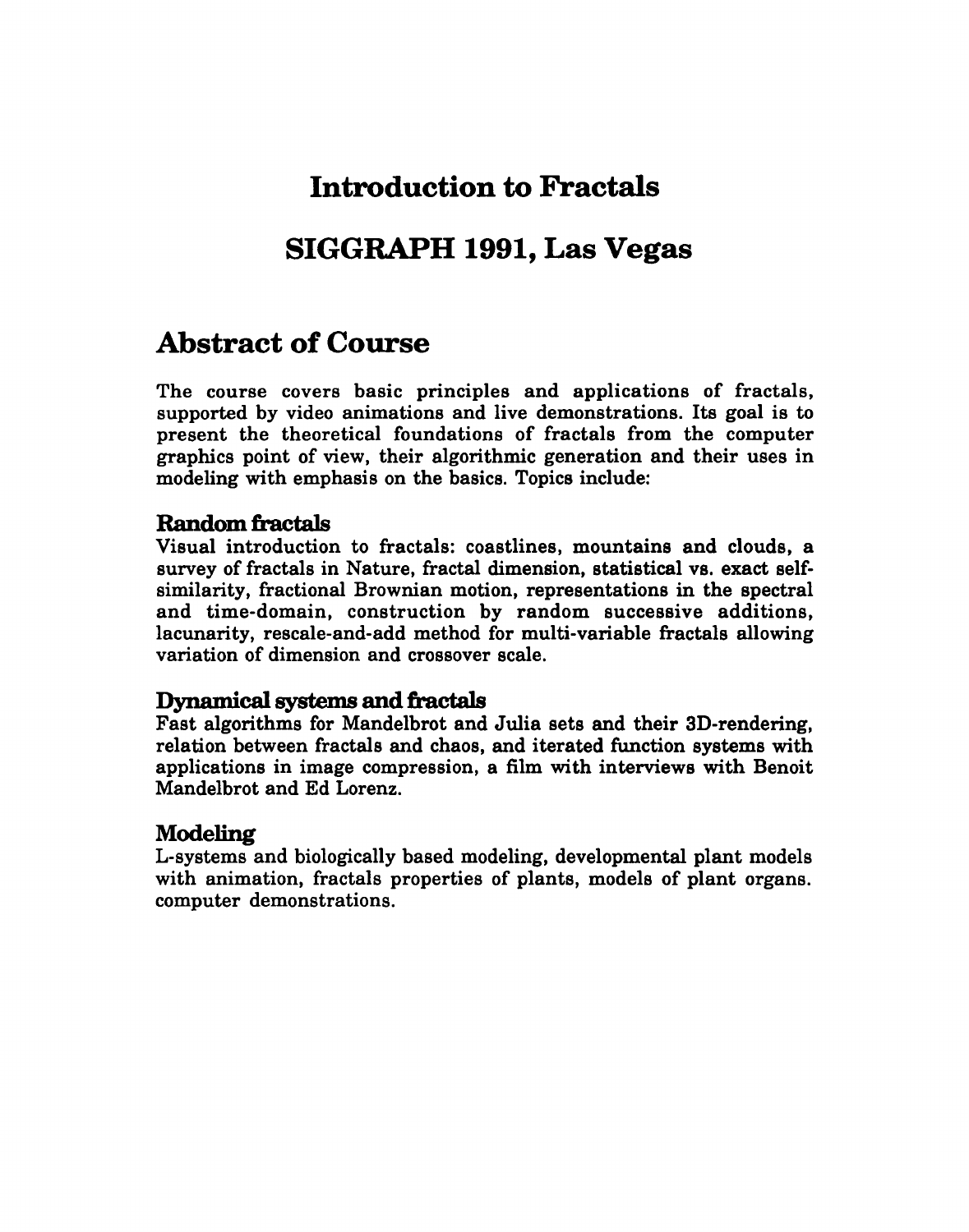# Introduction to Fractals

# SIGGRAPH 1991, Las Vegas

## Abstract of Course

The course covers basic principles and applications of fractals, supported by video animations and live demonstrations. Its goal is to present the theoretical foundations of fractals from the computer graphics point of view, their algorithmic generation and their uses in modeling with emphasis on the basics. Topics include:

### Random fractals

Visual introduction to fractals: coastlines, mountains and clouds, a survey of fractals in Nature, fractal dimension, statistical vs. exact self-similarity, fractional Brownian motion, representations in the spectral and time-domain, construction by random successive additions, lacunarity, rescale-and-add method for multi-variable fractals allowing variation of dimension and crossover scale.

### Dynamical systems and fractals

Fast algorithms for Mandelbrot and Julia sets and their 3D-rendering, relation between fractals and chaos, and iterated function systems with applications in image compression, a film with interviews with Benoit Mandelbrot and Ed Lorenz.

### Modeling

L-systems and biologically based modeling, developmental plant models with animation, fractals properties of plants, models of plant organs. computer demonstrations.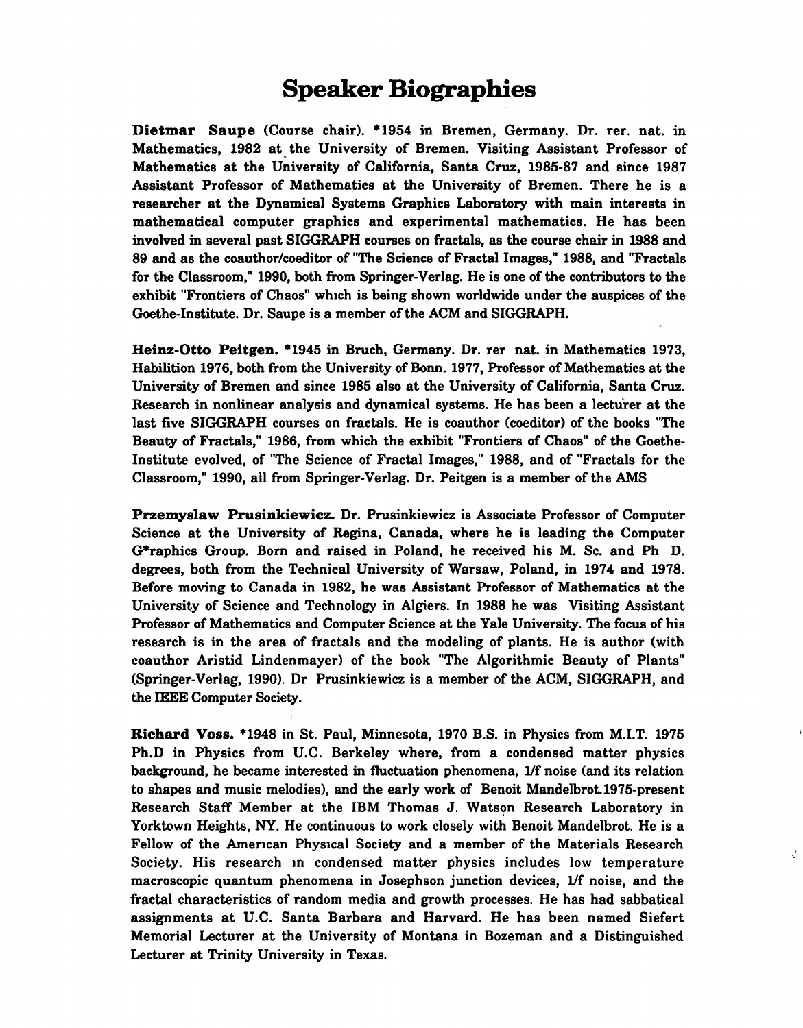# Speaker Biographies

**Dietmar Saupe** (Course chair). *1954 in Bremen, Germany. Dr. rer. nat. in Mathematics, 1982 at the University of Bremen. Visiting Assistant Professor of Mathematics at the University of California, Santa Cruz, 1985-87 and since 1987 Assistant Professor of Mathematics at the University of Bremen. There he is a researcher at the Dynamical Systems Graphics Laboratory with main interests in mathematical computer graphics and experimental mathematics. He has been involved in several past SIGGRAPH courses on fractals, as the course chair in 1988 and 89 and as the coauthor/coeditor of "The Science of Fractal Images," 1988, and "Fractals for the Classroom," 1990, both from Springer-Verlag. He is one of the contributors to the exhibit "Frontiers of Chaos" which is being shown worldwide under the auspices of the Goethe-Institute. Dr. Saupe is a member of the ACM and SIGGRAPH.

**Heinz-Otto Peitgen.** *1945 in Bruch, Germany. Dr. rer nat. in Mathematics 1973, Habilition 1976, both from the University of Bonn. 1977, Professor of Mathematics at the University of Bremen and since 1985 also at the University of California, Santa Cruz. Research in nonlinear analysis and dynamical systems. He has been a lecturer at the last five SIGGRAPH courses on fractals. He is coauthor (coeditor) of the books "The Beauty of Fractals," 1986, from which the exhibit "Frontiers of Chaos" of the Goethe-Institute evolved, of "The Science of Fractal Images," 1988, and of "Fractals for the Classroom," 1990, all from Springer-Verlag. Dr. Peitgen is a member of the AMS

**Przemyslaw Prusinkiewicz.** Dr. Prusinkiewicz is Associate Professor of Computer Science at the University of Regina, Canada, where he is leading the Computer G*raphics Group. Born and raised in Poland, he received his M. Sc. and Ph D. degrees, both from the Technical University of Warsaw, Poland, in 1974 and 1978. Before moving to Canada in 1982, he was Assistant Professor of Mathematics at the University of Science and Technology in Algiers. In 1988 he was Visiting Assistant Professor of Mathematics and Computer Science at the Yale University. The focus of his research is in the area of fractals and the modeling of plants. He is author (with coauthor Aristid Lindenmayer) of the book "The Algorithmic Beauty of Plants" (Springer-Verlag, 1990). Dr Prusinkiewicz is a member of the ACM, SIGGRAPH, and the IEEE Computer Society.

**Richard Voss.** *1948 in St. Paul, Minnesota, 1970 B.S. in Physics from M.I.T. 1975 Ph.D in Physics from U.C. Berkeley where, from a condensed matter physics background, he became interested in fluctuation phenomena, 1/f noise (and its relation to shapes and music melodies), and the early work of Benoit Mandelbrot.1975-present Research Staff Member at the IBM Thomas J. Watson Research Laboratory in Yorktown Heights, NY. He continuous to work closely with Benoit Mandelbrot. He is a Fellow of the American Physical Society and a member of the Materials Research Society. His research in condensed matter physics includes low temperature macroscopic quantum phenomena in Josephson junction devices, 1/f noise, and the fractal characteristics of random media and growth processes. He has had sabbatical assignments at U.C. Santa Barbara and Harvard. He has been named Siefert Memorial Lecturer at the University of Montana in Bozeman and a Distinguished Lecturer at Trinity University in Texas.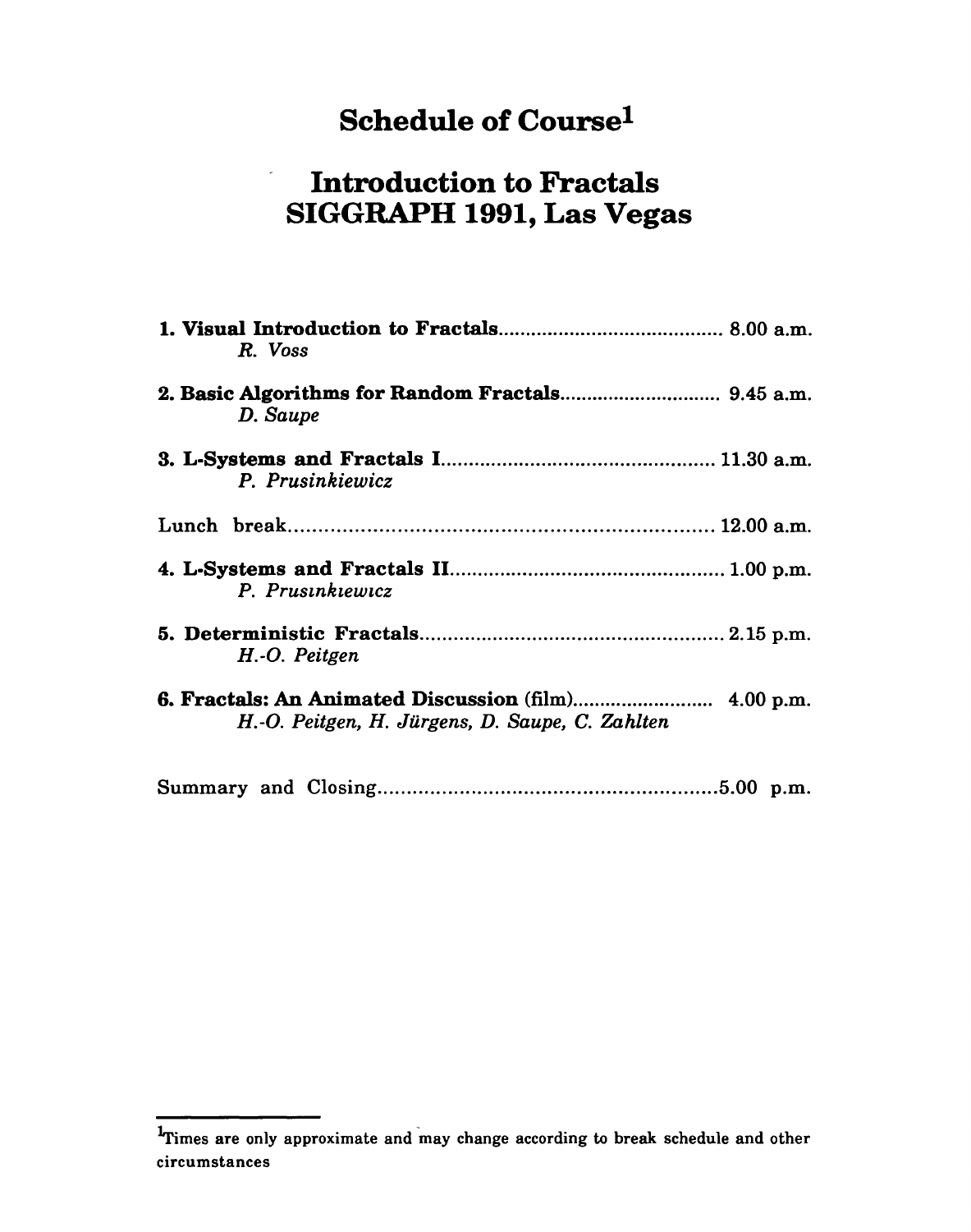# Schedule of Course[1]

# Introduction to Fractals
# SIGGRAPH 1991, Las Vegas

**1. Visual Introduction to Fractals**........................................ 8.00 a.m.
*R. Voss*

**2. Basic Algorithms for Random Fractals**............................ 9.45 a.m.
*D. Saupe*

**3. L-Systems and Fractals I**................................................ 11.30 a.m.
*P. Prusinkiewicz*

Lunch break....................................................................... 12.00 a.m.

**4. L-Systems and Fractals II**............................................... 1.00 p.m.
*P. Prusinkiewicz*

**5. Deterministic Fractals**.................................................... 2.15 p.m.
*H.-O. Peitgen*

**6. Fractals: An Animated Discussion** (film)......................... 4.00 p.m.
*H.-O. Peitgen, H. Jürgens, D. Saupe, C. Zahlten*

Summary and Closing..........................................................5.00 p.m.

---

[1] Times are only approximate and may change according to break schedule and other circumstances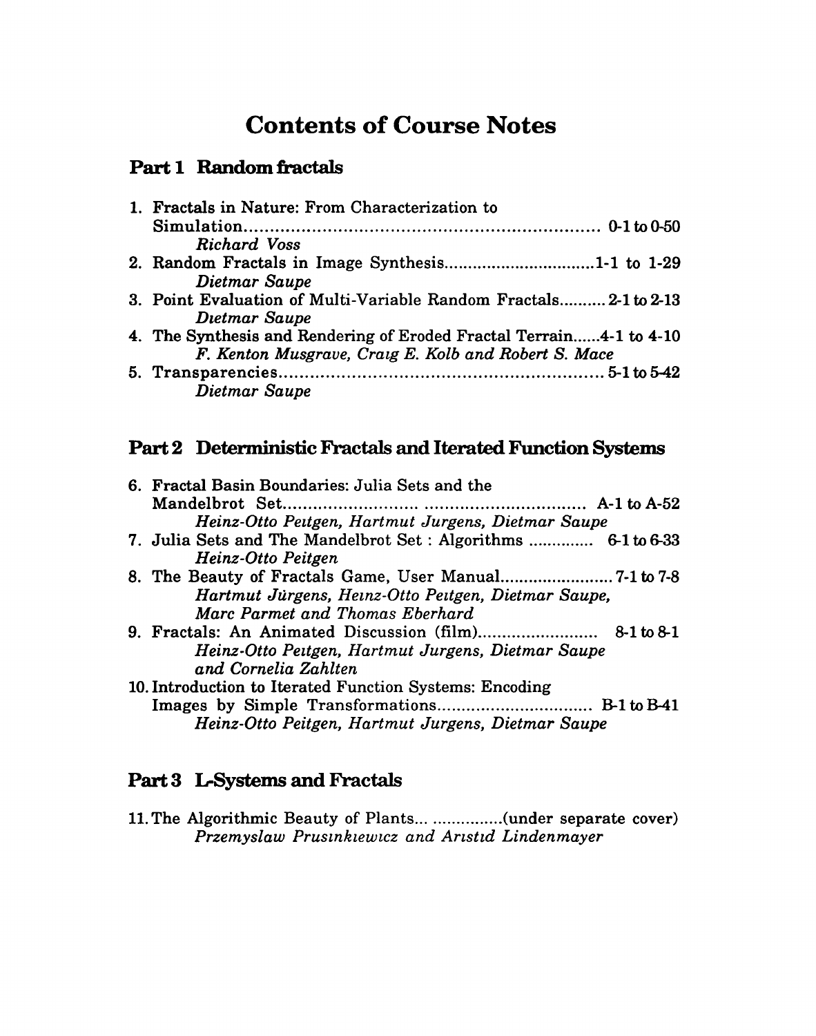# Contents of Course Notes

## Part 1 Random fractals

1. Fractals in Nature: From Characterization to Simulation........................................................ 0-1 to 0-50
   *Richard Voss*
2. Random Fractals in Image Synthesis...............................1-1 to 1-29
   *Dietmar Saupe*
3. Point Evaluation of Multi-Variable Random Fractals.......... 2-1 to 2-13
   *Dietmar Saupe*
4. The Synthesis and Rendering of Eroded Fractal Terrain......4-1 to 4-10
   *F. Kenton Musgrave, Craig E. Kolb and Robert S. Mace*
5. Transparencies........................................................... 5-1 to 5-42
   *Dietmar Saupe*

## Part 2 Deterministic Fractals and Iterated Function Systems

6. Fractal Basin Boundaries: Julia Sets and the Mandelbrot Set.......................... ............................... A-1 to A-52
   *Heinz-Otto Peitgen, Hartmut Jurgens, Dietmar Saupe*
7. Julia Sets and The Mandelbrot Set : Algorithms ............. 6-1 to 6-33
   *Heinz-Otto Peitgen*
8. The Beauty of Fractals Game, User Manual........................ 7-1 to 7-8
   *Hartmut Jürgens, Heinz-Otto Peitgen, Dietmar Saupe, Marc Parmet and Thomas Eberhard*
9. Fractals: An Animated Discussion (film)......................... 8-1 to 8-1
   *Heinz-Otto Peitgen, Hartmut Jurgens, Dietmar Saupe and Cornelia Zahlten*
10. Introduction to Iterated Function Systems: Encoding Images by Simple Transformations................................ B-1 to B-41
    *Heinz-Otto Peitgen, Hartmut Jurgens, Dietmar Saupe*

## Part 3 L-Systems and Fractals

11. The Algorithmic Beauty of Plants... ...............(under separate cover)
    *Przemyslaw Prusinkiewicz and Aristid Lindenmayer*